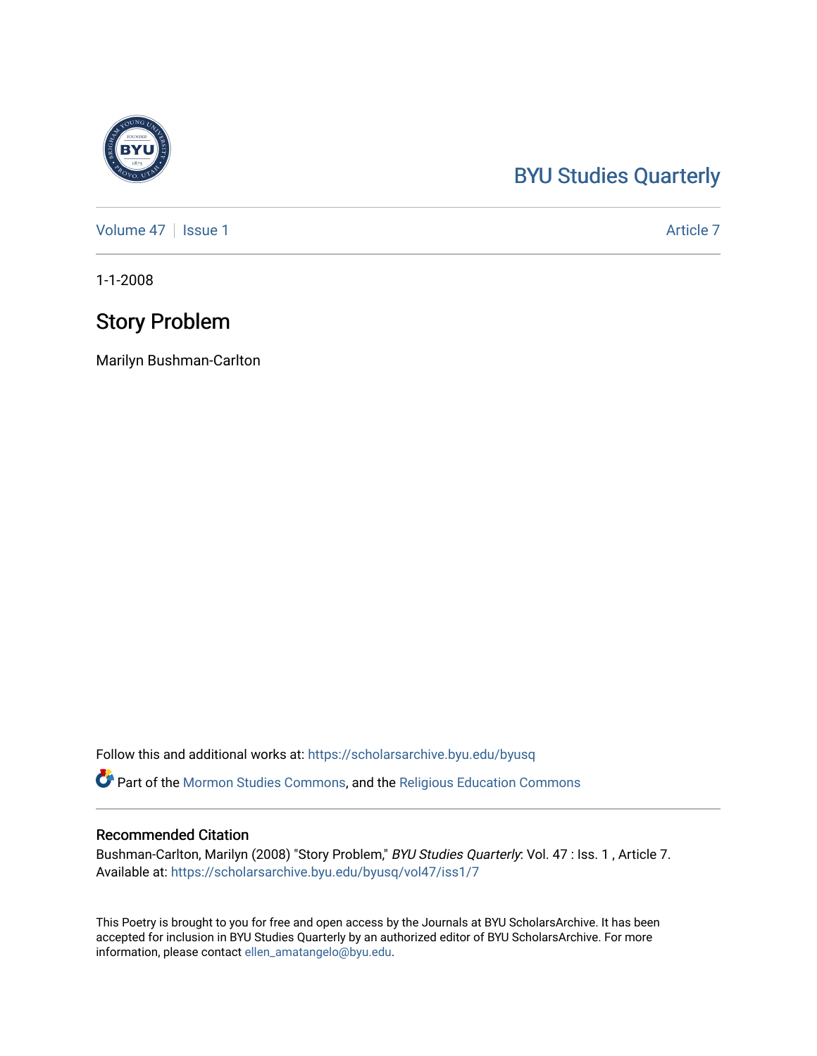BYU Studies Quarterly

Volume 47 | Issue 1 | Article 7

1-1-2008

# Story Problem

Marilyn Bushman-Carlton

Follow this and additional works at: https://scholarsarchive.byu.edu/byusq

Part of the Mormon Studies Commons, and the Religious Education Commons

## Recommended Citation

Bushman-Carlton, Marilyn (2008) "Story Problem," *BYU Studies Quarterly*: Vol. 47 : Iss. 1 , Article 7.
Available at: https://scholarsarchive.byu.edu/byusq/vol47/iss1/7

This Poetry is brought to you for free and open access by the Journals at BYU ScholarsArchive. It has been accepted for inclusion in BYU Studies Quarterly by an authorized editor of BYU ScholarsArchive. For more information, please contact ellen_amatangelo@byu.edu.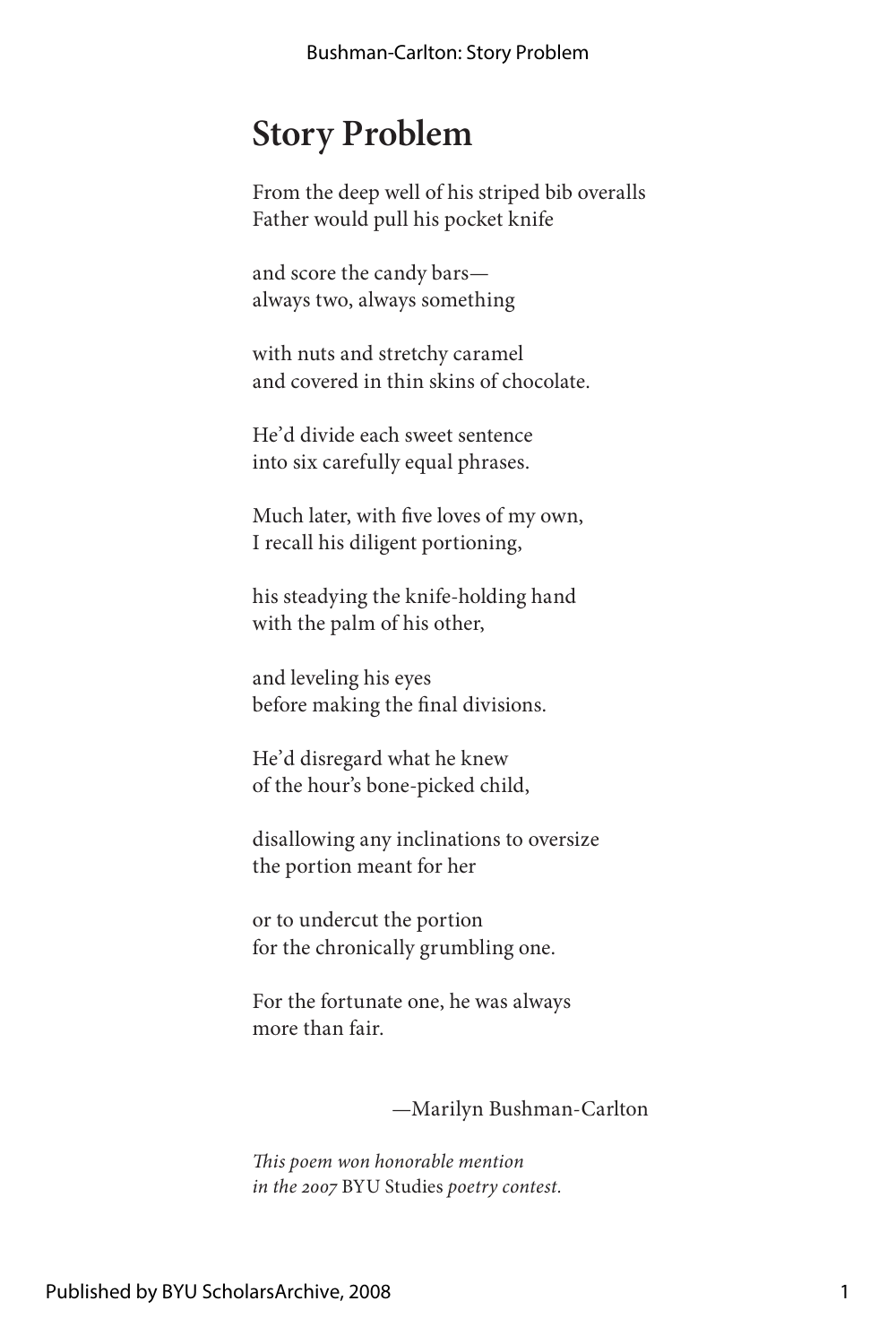# Story Problem

From the deep well of his striped bib overalls  
Father would pull his pocket knife

and score the candy bars—  
always two, always something

with nuts and stretchy caramel  
and covered in thin skins of chocolate.

He'd divide each sweet sentence  
into six carefully equal phrases.

Much later, with five loves of my own,  
I recall his diligent portioning,

his steadying the knife-holding hand  
with the palm of his other,

and leveling his eyes  
before making the final divisions.

He'd disregard what he knew  
of the hour's bone-picked child,

disallowing any inclinations to oversize  
the portion meant for her

or to undercut the portion  
for the chronically grumbling one.

For the fortunate one, he was always  
more than fair.

—Marilyn Bushman-Carlton

*This poem won honorable mention in the 2007* BYU Studies *poetry contest.*